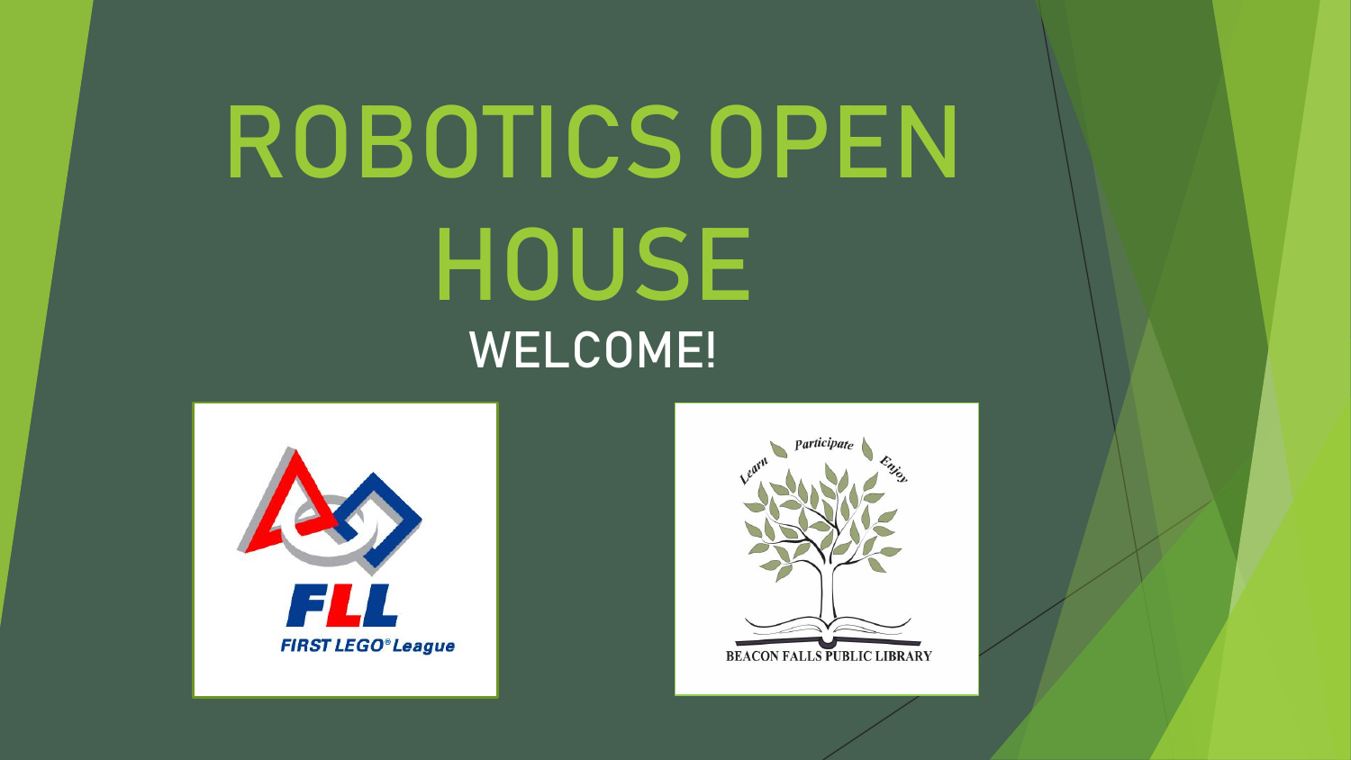# ROBOTICS OPEN HOUSE

## WELCOME!

FLL

FIRST LEGO® League

Learn Participate Enjoy

BEACON FALLS PUBLIC LIBRARY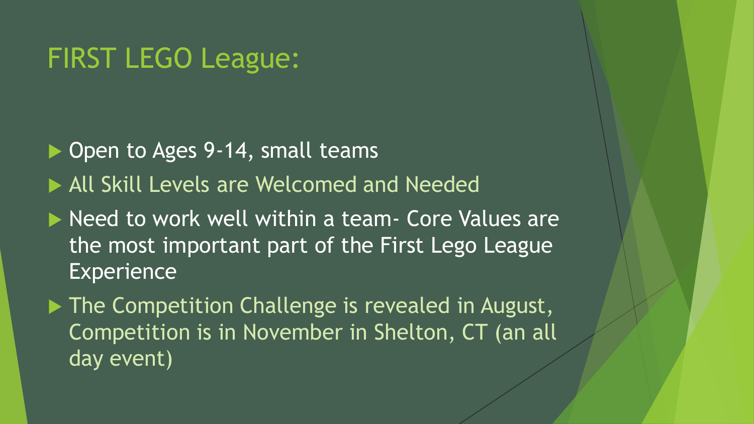# FIRST LEGO League:

- Open to Ages 9-14, small teams
- All Skill Levels are Welcomed and Needed
- Need to work well within a team- Core Values are the most important part of the First Lego League Experience
- The Competition Challenge is revealed in August, Competition is in November in Shelton, CT (an all day event)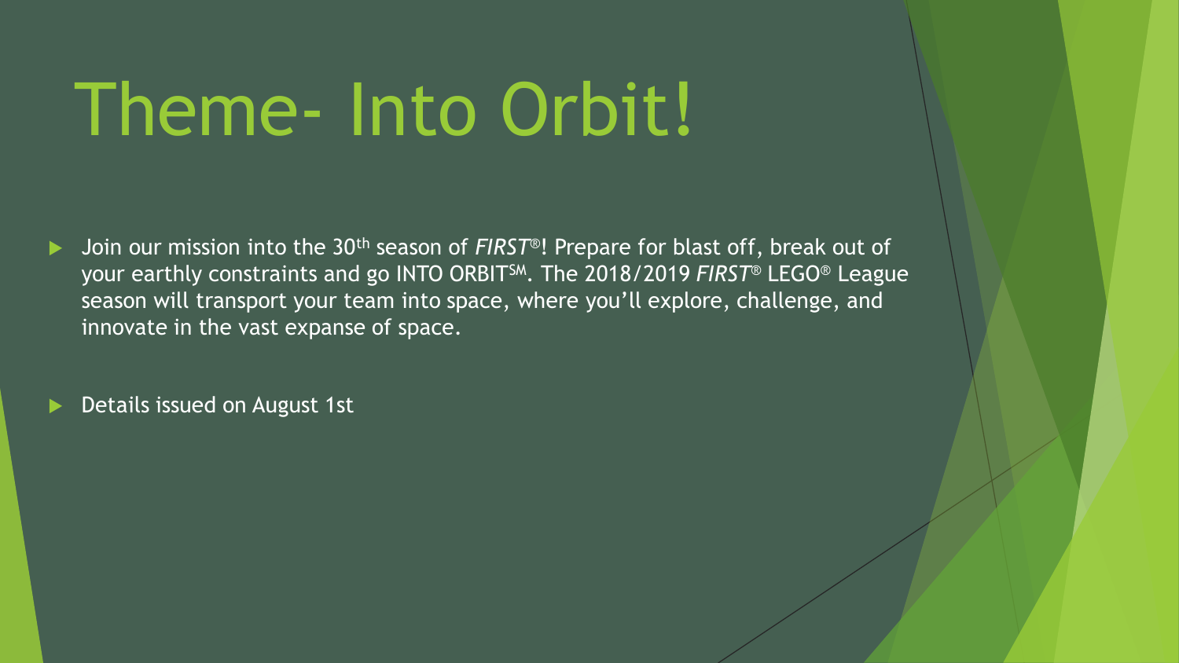# Theme- Into Orbit!

- Join our mission into the 30th season of *FIRST*®! Prepare for blast off, break out of your earthly constraints and go INTO ORBIT℠. The 2018/2019 *FIRST*® LEGO® League season will transport your team into space, where you'll explore, challenge, and innovate in the vast expanse of space.
- Details issued on August 1st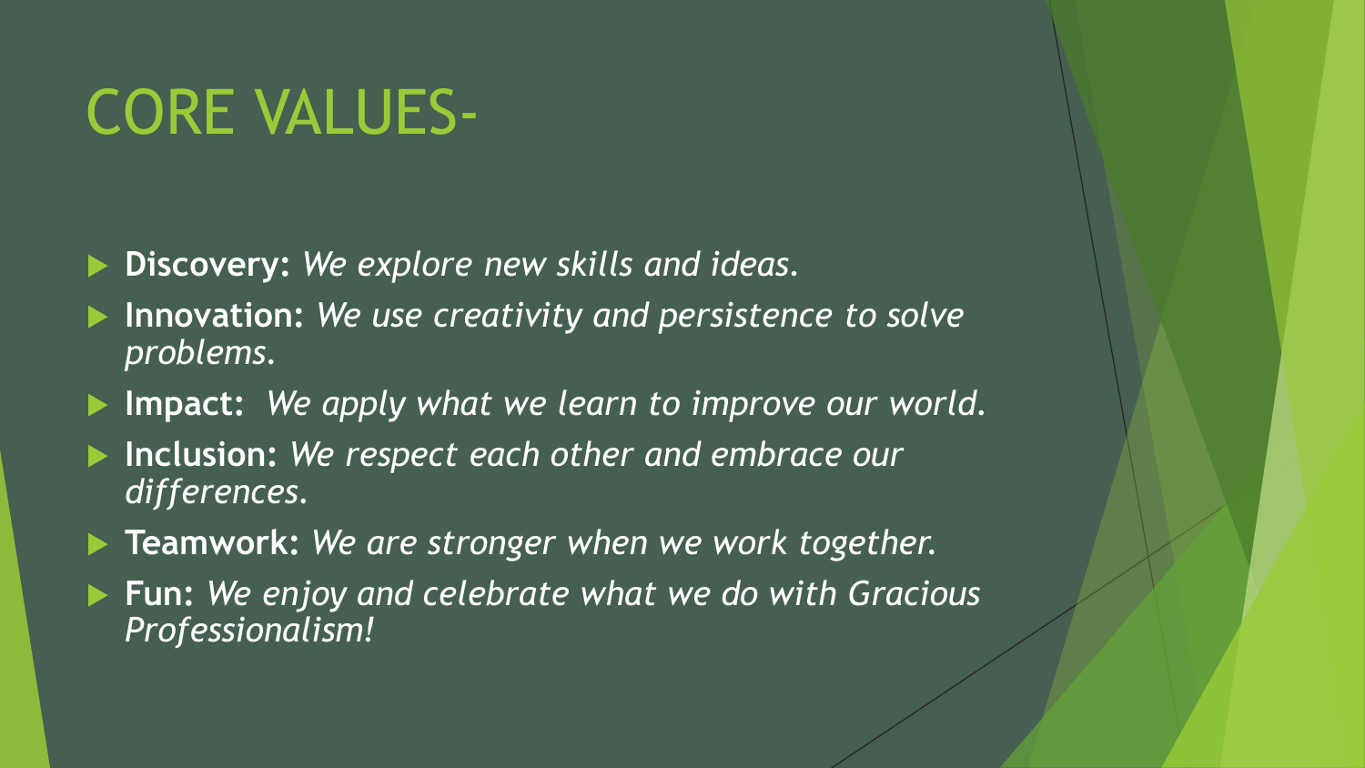# CORE VALUES-

- **Discovery:** *We explore new skills and ideas.*
- **Innovation:** *We use creativity and persistence to solve problems.*
- **Impact:** *We apply what we learn to improve our world.*
- **Inclusion:** *We respect each other and embrace our differences.*
- **Teamwork:** *We are stronger when we work together.*
- **Fun:** *We enjoy and celebrate what we do with Gracious Professionalism!*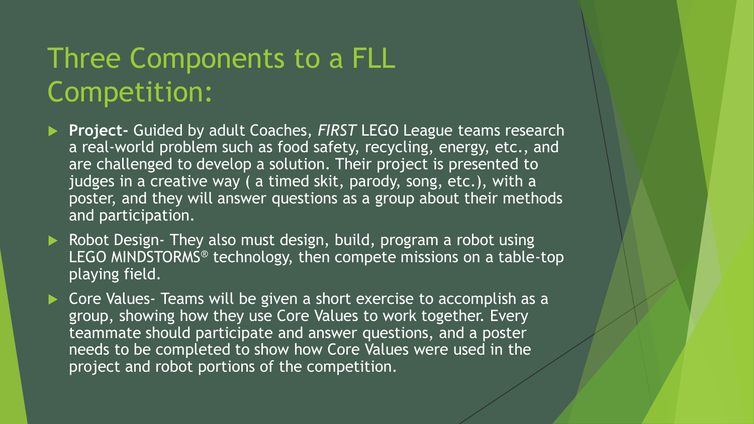# Three Components to a FLL Competition:

- **Project-** Guided by adult Coaches, *FIRST* LEGO League teams research a real-world problem such as food safety, recycling, energy, etc., and are challenged to develop a solution. Their project is presented to judges in a creative way ( a timed skit, parody, song, etc.), with a poster, and they will answer questions as a group about their methods and participation.
- Robot Design- They also must design, build, program a robot using LEGO MINDSTORMS® technology, then compete missions on a table-top playing field.
- Core Values- Teams will be given a short exercise to accomplish as a group, showing how they use Core Values to work together. Every teammate should participate and answer questions, and a poster needs to be completed to show how Core Values were used in the project and robot portions of the competition.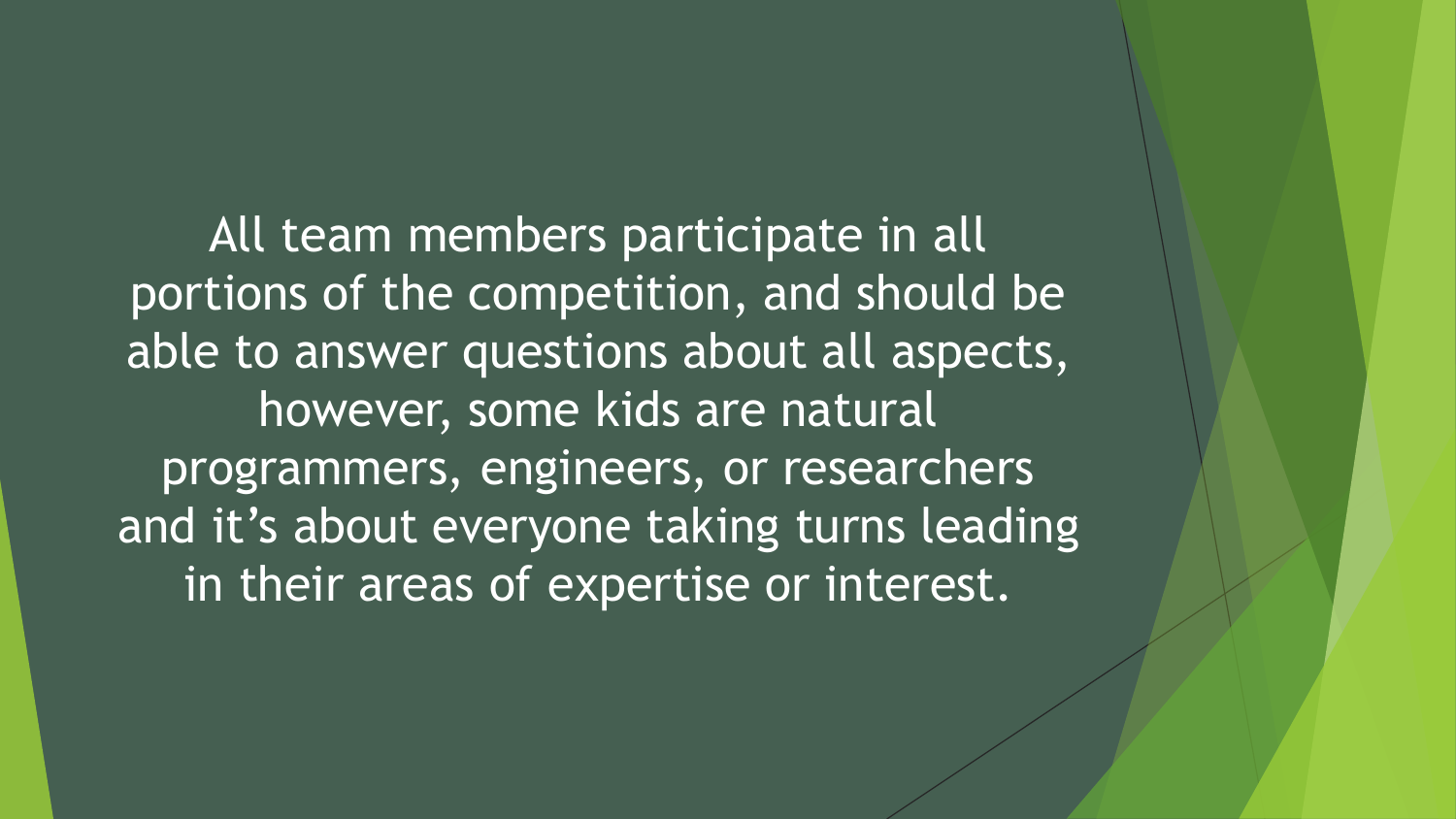All team members participate in all portions of the competition, and should be able to answer questions about all aspects, however, some kids are natural programmers, engineers, or researchers and it's about everyone taking turns leading in their areas of expertise or interest.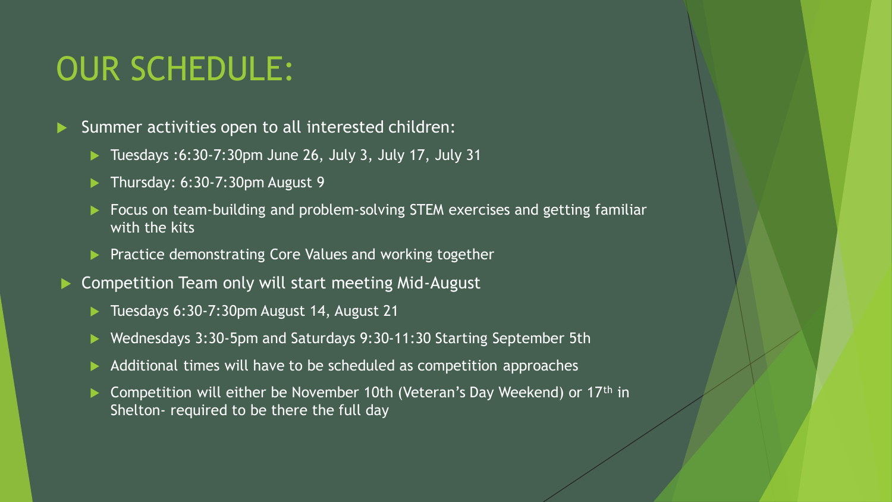# OUR SCHEDULE:

- Summer activities open to all interested children:
  - Tuesdays :6:30-7:30pm June 26, July 3, July 17, July 31
  - Thursday: 6:30-7:30pm August 9
  - Focus on team-building and problem-solving STEM exercises and getting familiar with the kits
  - Practice demonstrating Core Values and working together
- Competition Team only will start meeting Mid-August
  - Tuesdays 6:30-7:30pm August 14, August 21
  - Wednesdays 3:30-5pm and Saturdays 9:30-11:30 Starting September 5th
  - Additional times will have to be scheduled as competition approaches
  - Competition will either be November 10th (Veteran's Day Weekend) or 17th in Shelton- required to be there the full day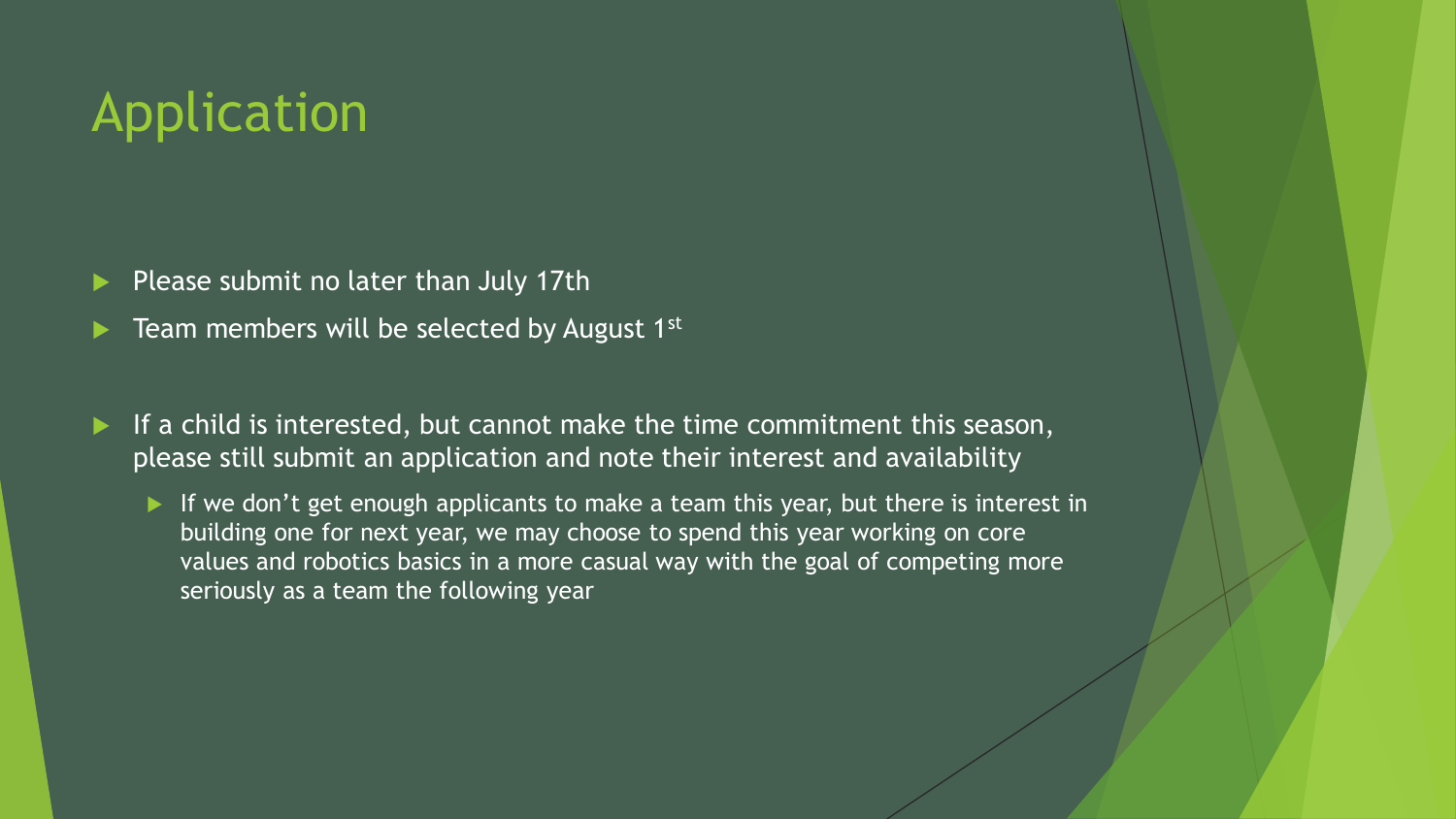# Application

- Please submit no later than July 17th
- Team members will be selected by August 1st

- If a child is interested, but cannot make the time commitment this season, please still submit an application and note their interest and availability
  - If we don't get enough applicants to make a team this year, but there is interest in building one for next year, we may choose to spend this year working on core values and robotics basics in a more casual way with the goal of competing more seriously as a team the following year